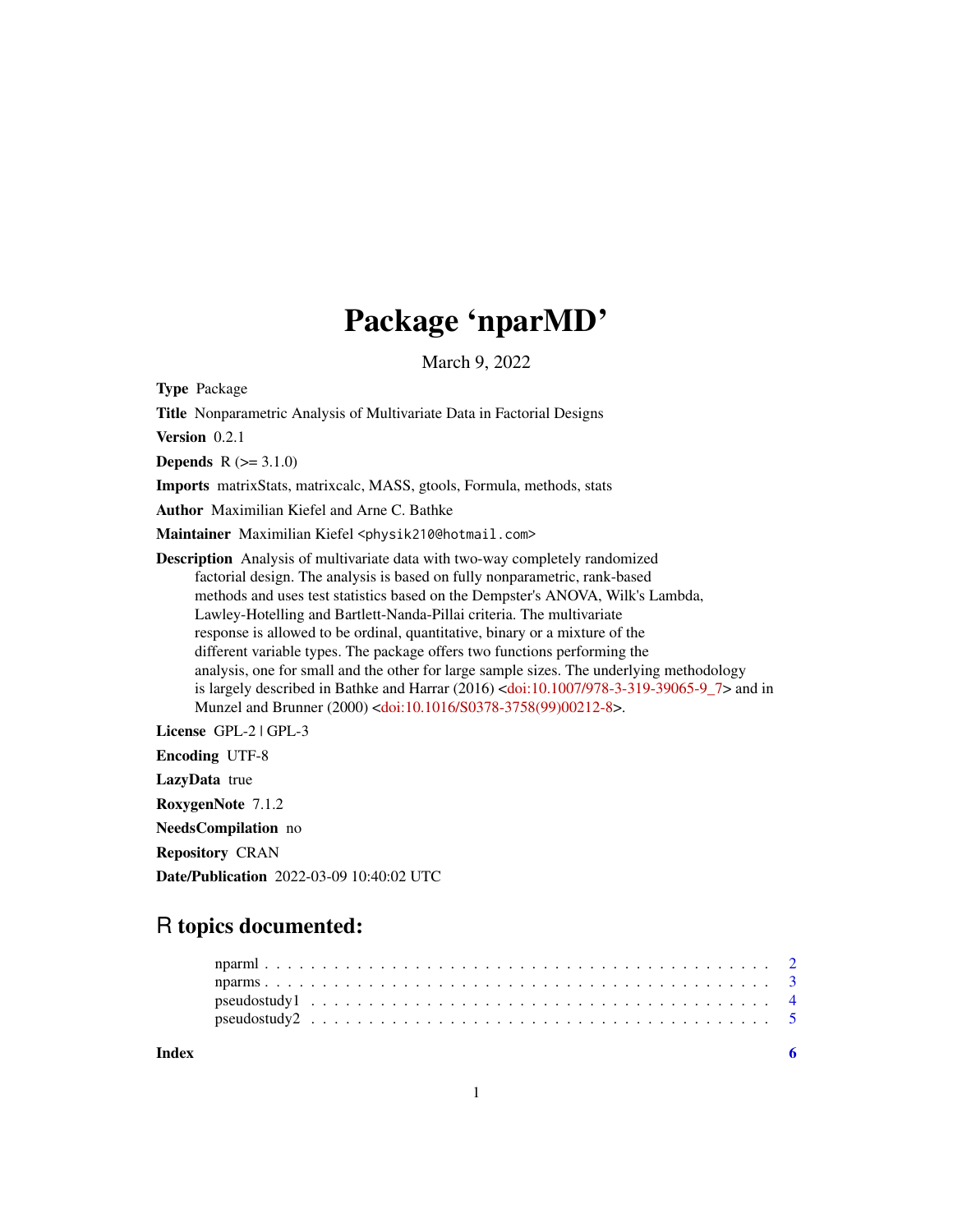# Package 'nparMD'

March 9, 2022

**Type** Package

**Title** Nonparametric Analysis of Multivariate Data in Factorial Designs

**Version** 0.2.1

**Depends** R (>= 3.1.0)

**Imports** matrixStats, matrixcalc, MASS, gtools, Formula, methods, stats

**Author** Maximilian Kiefel and Arne C. Bathke

**Maintainer** Maximilian Kiefel <physik210@hotmail.com>

**Description** Analysis of multivariate data with two-way completely randomized factorial design. The analysis is based on fully nonparametric, rank-based methods and uses test statistics based on the Dempster's ANOVA, Wilk's Lambda, Lawley-Hotelling and Bartlett-Nanda-Pillai criteria. The multivariate response is allowed to be ordinal, quantitative, binary or a mixture of the different variable types. The package offers two functions performing the analysis, one for small and the other for large sample sizes. The underlying methodology is largely described in Bathke and Harrar (2016) <doi:10.1007/978-3-319-39065-9_7> and in Munzel and Brunner (2000) <doi:10.1016/S0378-3758(99)00212-8>.

**License** GPL-2 | GPL-3

**Encoding** UTF-8

**LazyData** true

**RoxygenNote** 7.1.2

**NeedsCompilation** no

**Repository** CRAN

**Date/Publication** 2022-03-09 10:40:02 UTC

## R topics documented:

nparml . . . . . . . . . . . . . . . . . . . . . . . . . . . . . . . . . . . . . . . . . . 2
nparms . . . . . . . . . . . . . . . . . . . . . . . . . . . . . . . . . . . . . . . . . . 3
pseudostudy1 . . . . . . . . . . . . . . . . . . . . . . . . . . . . . . . . . . . . . . . 4
pseudostudy2 . . . . . . . . . . . . . . . . . . . . . . . . . . . . . . . . . . . . . . . 5

**Index** 6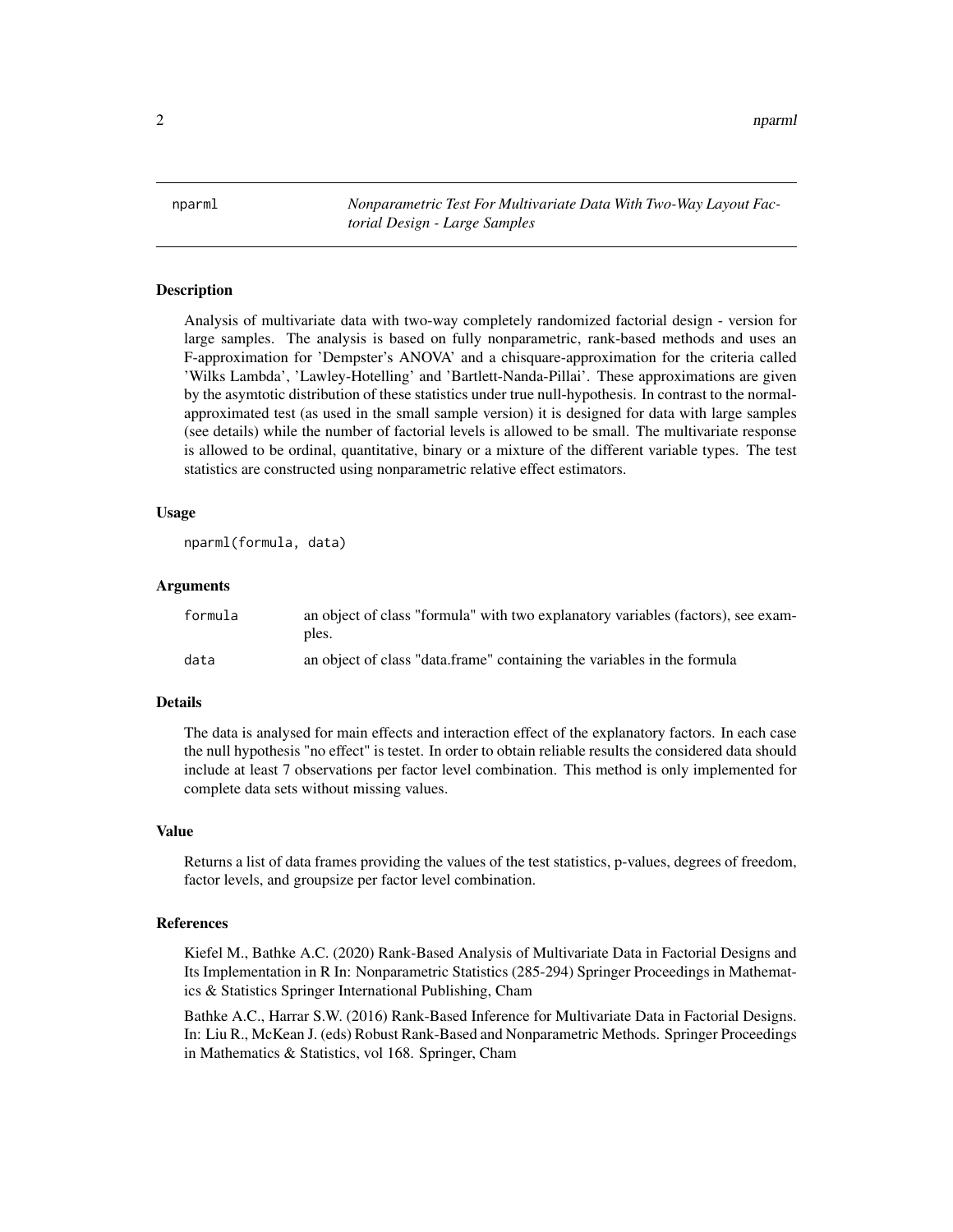nparml    *Nonparametric Test For Multivariate Data With Two-Way Layout Factorial Design - Large Samples*

## Description

Analysis of multivariate data with two-way completely randomized factorial design - version for large samples. The analysis is based on fully nonparametric, rank-based methods and uses an F-approximation for 'Dempster's ANOVA' and a chisquare-approximation for the criteria called 'Wilks Lambda', 'Lawley-Hotelling' and 'Bartlett-Nanda-Pillai'. These approximations are given by the asymtotic distribution of these statistics under true null-hypothesis. In contrast to the normal-approximated test (as used in the small sample version) it is designed for data with large samples (see details) while the number of factorial levels is allowed to be small. The multivariate response is allowed to be ordinal, quantitative, binary or a mixture of the different variable types. The test statistics are constructed using nonparametric relative effect estimators.

## Usage

```
nparml(formula, data)
```

## Arguments

| | |
|---|---|
| formula | an object of class "formula" with two explanatory variables (factors), see examples. |
| data | an object of class "data.frame" containing the variables in the formula |

## Details

The data is analysed for main effects and interaction effect of the explanatory factors. In each case the null hypothesis "no effect" is testet. In order to obtain reliable results the considered data should include at least 7 observations per factor level combination. This method is only implemented for complete data sets without missing values.

## Value

Returns a list of data frames providing the values of the test statistics, p-values, degrees of freedom, factor levels, and groupsize per factor level combination.

## References

Kiefel M., Bathke A.C. (2020) Rank-Based Analysis of Multivariate Data in Factorial Designs and Its Implementation in R In: Nonparametric Statistics (285-294) Springer Proceedings in Mathematics & Statistics Springer International Publishing, Cham

Bathke A.C., Harrar S.W. (2016) Rank-Based Inference for Multivariate Data in Factorial Designs. In: Liu R., McKean J. (eds) Robust Rank-Based and Nonparametric Methods. Springer Proceedings in Mathematics & Statistics, vol 168. Springer, Cham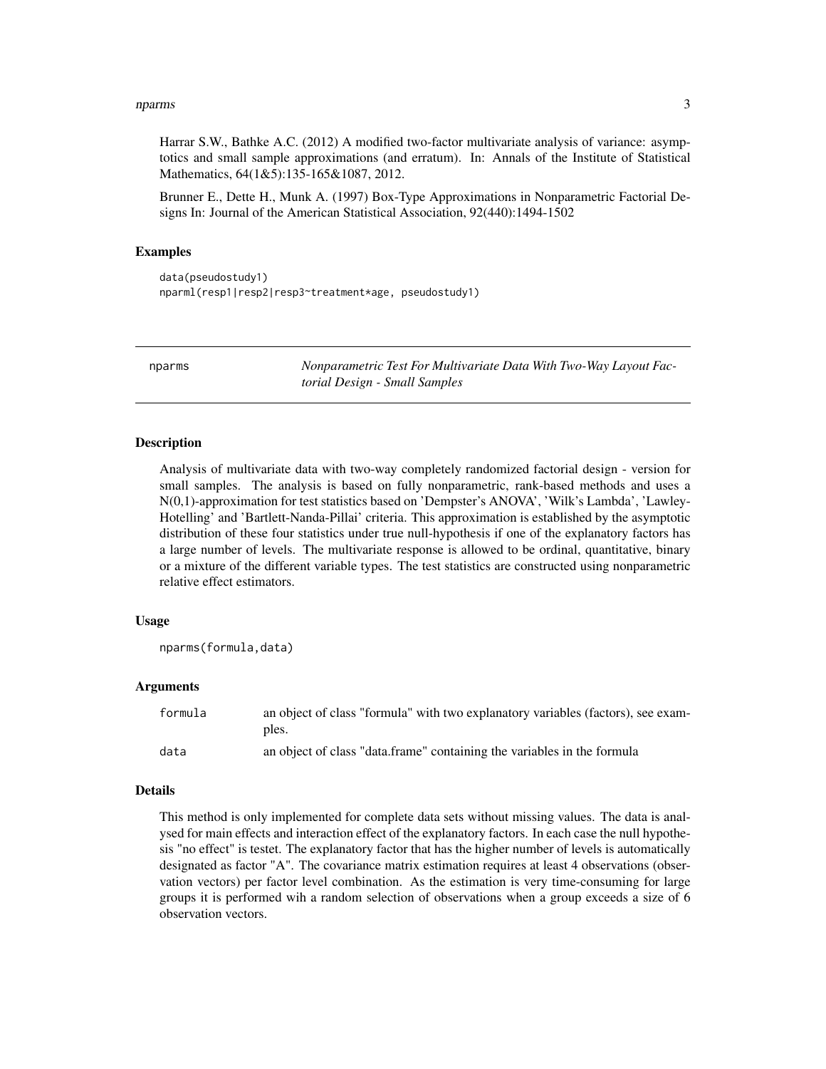Harrar S.W., Bathke A.C. (2012) A modified two-factor multivariate analysis of variance: asymptotics and small sample approximations (and erratum). In: Annals of the Institute of Statistical Mathematics, 64(1&5):135-165&1087, 2012.

Brunner E., Dette H., Munk A. (1997) Box-Type Approximations in Nonparametric Factorial Designs In: Journal of the American Statistical Association, 92(440):1494-1502

### Examples

```
data(pseudostudy1)
nparml(resp1|resp2|resp3~treatment*age, pseudostudy1)
```

---

## nparms — *Nonparametric Test For Multivariate Data With Two-Way Layout Factorial Design - Small Samples*

### Description

Analysis of multivariate data with two-way completely randomized factorial design - version for small samples. The analysis is based on fully nonparametric, rank-based methods and uses a N(0,1)-approximation for test statistics based on 'Dempster's ANOVA', 'Wilk's Lambda', 'Lawley-Hotelling' and 'Bartlett-Nanda-Pillai' criteria. This approximation is established by the asymptotic distribution of these four statistics under true null-hypothesis if one of the explanatory factors has a large number of levels. The multivariate response is allowed to be ordinal, quantitative, binary or a mixture of the different variable types. The test statistics are constructed using nonparametric relative effect estimators.

### Usage

```
nparms(formula,data)
```

### Arguments

| | |
|---|---|
| formula | an object of class "formula" with two explanatory variables (factors), see examples. |
| data | an object of class "data.frame" containing the variables in the formula |

### Details

This method is only implemented for complete data sets without missing values. The data is analysed for main effects and interaction effect of the explanatory factors. In each case the null hypothesis "no effect" is testet. The explanatory factor that has the higher number of levels is automatically designated as factor "A". The covariance matrix estimation requires at least 4 observations (observation vectors) per factor level combination. As the estimation is very time-consuming for large groups it is performed wih a random selection of observations when a group exceeds a size of 6 observation vectors.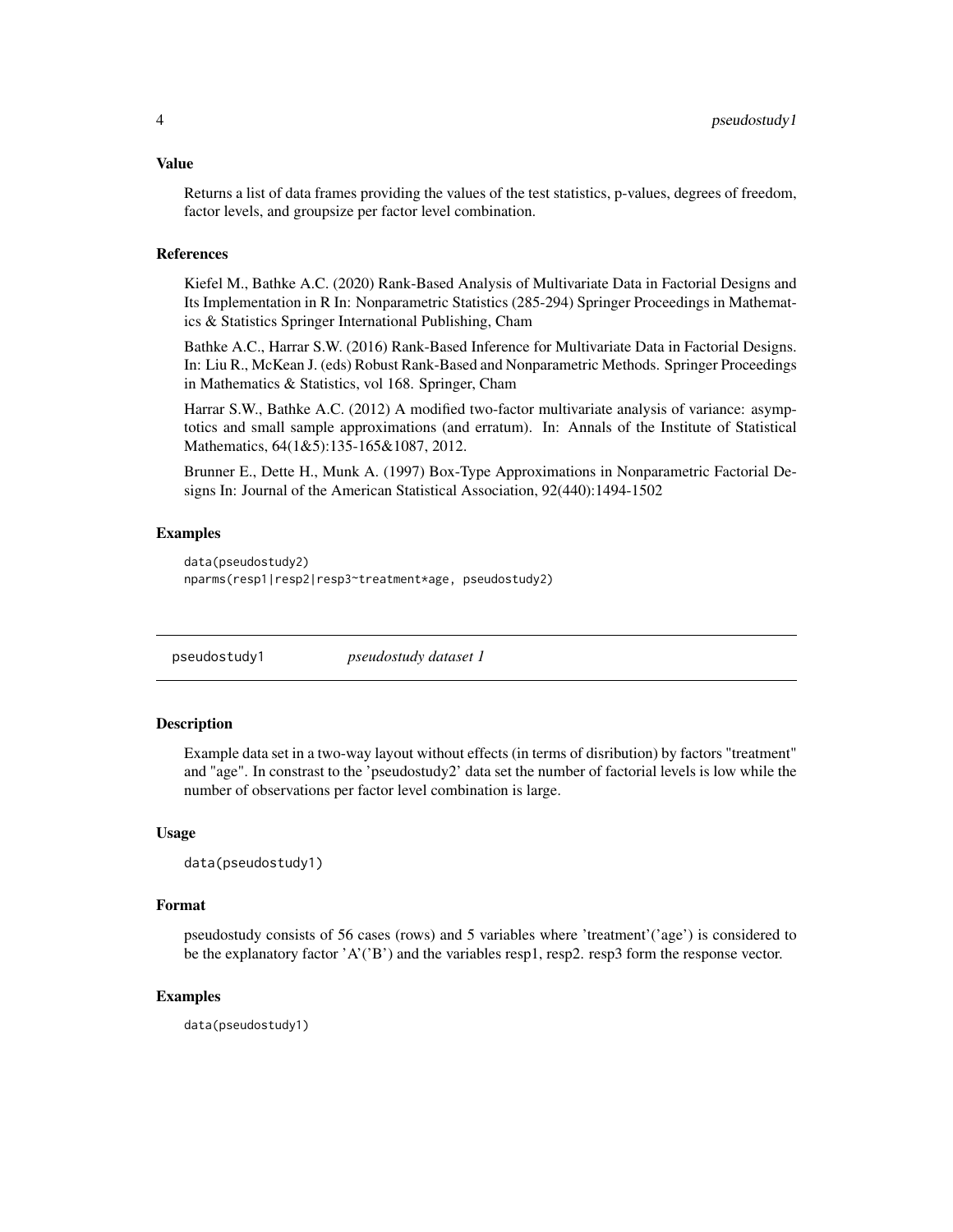### Value

Returns a list of data frames providing the values of the test statistics, p-values, degrees of freedom, factor levels, and groupsize per factor level combination.

### References

Kiefel M., Bathke A.C. (2020) Rank-Based Analysis of Multivariate Data in Factorial Designs and Its Implementation in R In: Nonparametric Statistics (285-294) Springer Proceedings in Mathematics & Statistics Springer International Publishing, Cham

Bathke A.C., Harrar S.W. (2016) Rank-Based Inference for Multivariate Data in Factorial Designs. In: Liu R., McKean J. (eds) Robust Rank-Based and Nonparametric Methods. Springer Proceedings in Mathematics & Statistics, vol 168. Springer, Cham

Harrar S.W., Bathke A.C. (2012) A modified two-factor multivariate analysis of variance: asymptotics and small sample approximations (and erratum). In: Annals of the Institute of Statistical Mathematics, 64(1&5):135-165&1087, 2012.

Brunner E., Dette H., Munk A. (1997) Box-Type Approximations in Nonparametric Factorial Designs In: Journal of the American Statistical Association, 92(440):1494-1502

### Examples

```
data(pseudostudy2)
nparms(resp1|resp2|resp3~treatment*age, pseudostudy2)
```

---

## pseudostudy1 *pseudostudy dataset 1*

### Description

Example data set in a two-way layout without effects (in terms of disribution) by factors "treatment" and "age". In constrast to the 'pseudostudy2' data set the number of factorial levels is low while the number of observations per factor level combination is large.

### Usage

```
data(pseudostudy1)
```

### Format

pseudostudy consists of 56 cases (rows) and 5 variables where 'treatment'('age') is considered to be the explanatory factor 'A'('B') and the variables resp1, resp2. resp3 form the response vector.

### Examples

```
data(pseudostudy1)
```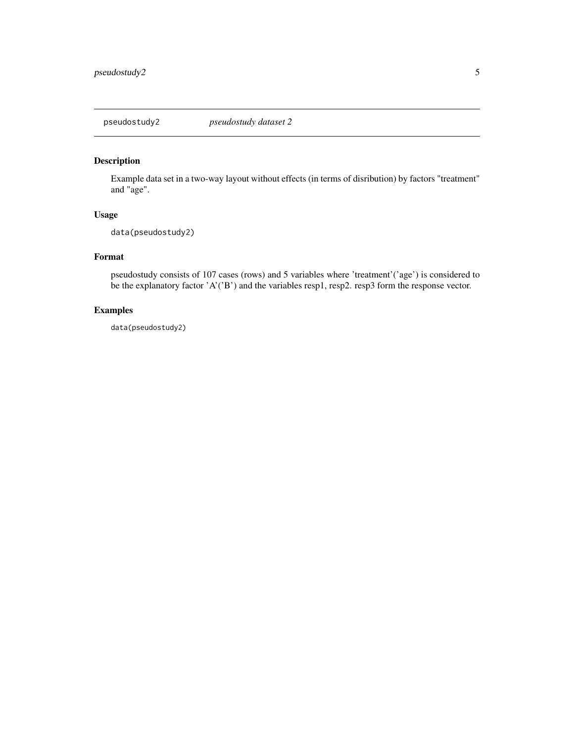pseudostudy2 *pseudostudy dataset 2*

## Description

Example data set in a two-way layout without effects (in terms of disribution) by factors "treatment" and "age".

## Usage

```
data(pseudostudy2)
```

## Format

pseudostudy consists of 107 cases (rows) and 5 variables where 'treatment'('age') is considered to be the explanatory factor 'A'('B') and the variables resp1, resp2. resp3 form the response vector.

## Examples

```
data(pseudostudy2)
```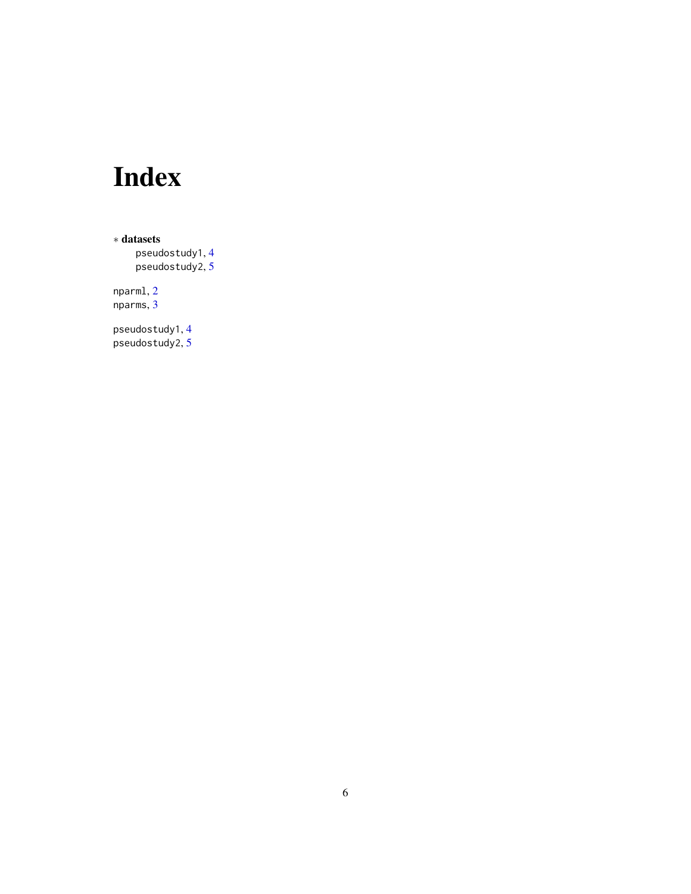# Index

∗ **datasets**
  pseudostudy1, 4
  pseudostudy2, 5

nparml, 2
nparms, 3

pseudostudy1, 4
pseudostudy2, 5